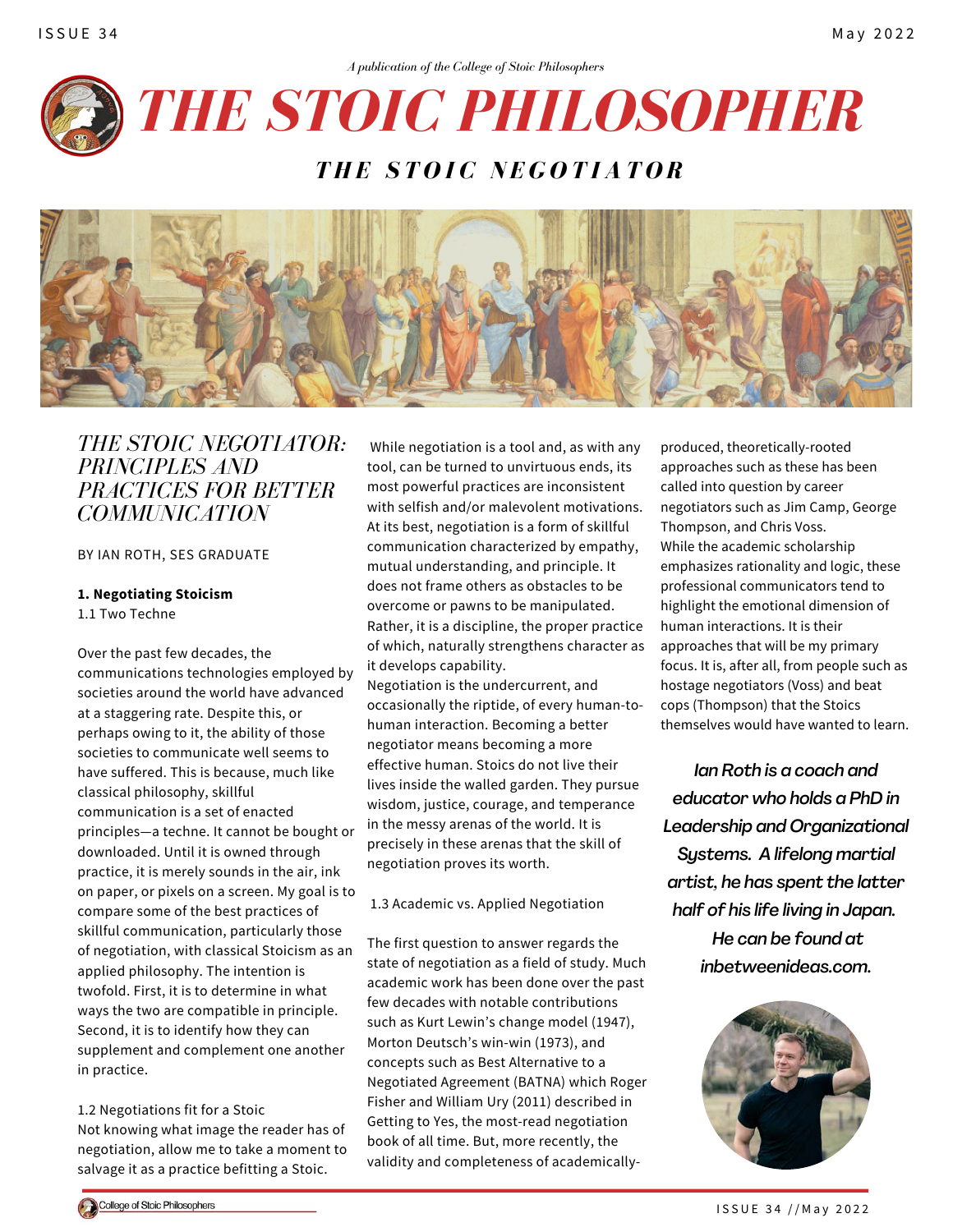*A publication of the College of Stoic Philosophers*

# THE STOIC PHILOSOPHER

## THE STOIC NEGOTIATOR

## *THE STOIC NEGOTIATOR: PRINCIPLES AND PRACTICES FOR BETTER COMMUNICATION*

BY IAN ROTH, SES GRADUATE

**1. Negotiating Stoicism**

1.1 Two Techne

Over the past few decades, the communications technologies employed by societies around the world have advanced at a staggering rate. Despite this, or perhaps owing to it, the ability of those societies to communicate well seems to have suffered. This is because, much like classical philosophy, skillful communication is a set of enacted principles—a techne. It cannot be bought or downloaded. Until it is owned through practice, it is merely sounds in the air, ink on paper, or pixels on a screen. My goal is to compare some of the best practices of skillful communication, particularly those of negotiation, with classical Stoicism as an applied philosophy. The intention is twofold. First, it is to determine in what ways the two are compatible in principle. Second, it is to identify how they can supplement and complement one another in practice.

1.2 Negotiations fit for a Stoic

Not knowing what image the reader has of negotiation, allow me to take a moment to salvage it as a practice befitting a Stoic.

While negotiation is a tool and, as with any tool, can be turned to unvirtuous ends, its most powerful practices are inconsistent with selfish and/or malevolent motivations. At its best, negotiation is a form of skillful communication characterized by empathy, mutual understanding, and principle. It does not frame others as obstacles to be overcome or pawns to be manipulated. Rather, it is a discipline, the proper practice of which, naturally strengthens character as it develops capability.

Negotiation is the undercurrent, and occasionally the riptide, of every human-to-human interaction. Becoming a better negotiator means becoming a more effective human. Stoics do not live their lives inside the walled garden. They pursue wisdom, justice, courage, and temperance in the messy arenas of the world. It is precisely in these arenas that the skill of negotiation proves its worth.

1.3 Academic vs. Applied Negotiation

The first question to answer regards the state of negotiation as a field of study. Much academic work has been done over the past few decades with notable contributions such as Kurt Lewin's change model (1947), Morton Deutsch's win-win (1973), and concepts such as Best Alternative to a Negotiated Agreement (BATNA) which Roger Fisher and William Ury (2011) described in Getting to Yes, the most-read negotiation book of all time. But, more recently, the validity and completeness of academically-produced, theoretically-rooted approaches such as these has been called into question by career negotiators such as Jim Camp, George Thompson, and Chris Voss. While the academic scholarship emphasizes rationality and logic, these professional communicators tend to highlight the emotional dimension of human interactions. It is their approaches that will be my primary focus. It is, after all, from people such as hostage negotiators (Voss) and beat cops (Thompson) that the Stoics themselves would have wanted to learn.

***Ian Roth is a coach and educator who holds a PhD in Leadership and Organizational Systems. A lifelong martial artist, he has spent the latter half of his life living in Japan. He can be found at inbetweenideas.com.***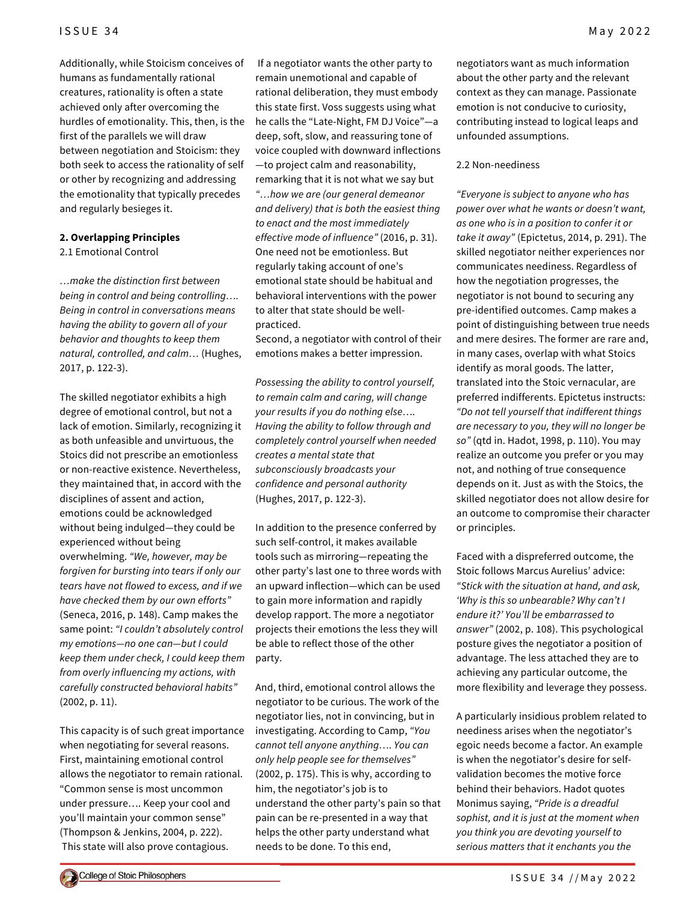Additionally, while Stoicism conceives of humans as fundamentally rational creatures, rationality is often a state achieved only after overcoming the hurdles of emotionality. This, then, is the first of the parallels we will draw between negotiation and Stoicism: they both seek to access the rationality of self or other by recognizing and addressing the emotionality that typically precedes and regularly besieges it.

## 2. Overlapping Principles

### 2.1 Emotional Control

*…make the distinction first between being in control and being controlling…. Being in control in conversations means having the ability to govern all of your behavior and thoughts to keep them natural, controlled, and calm…* (Hughes, 2017, p. 122-3).

The skilled negotiator exhibits a high degree of emotional control, but not a lack of emotion. Similarly, recognizing it as both unfeasible and unvirtuous, the Stoics did not prescribe an emotionless or non-reactive existence. Nevertheless, they maintained that, in accord with the disciplines of assent and action, emotions could be acknowledged without being indulged—they could be experienced without being overwhelming. *"We, however, may be forgiven for bursting into tears if only our tears have not flowed to excess, and if we have checked them by our own efforts"* (Seneca, 2016, p. 148). Camp makes the same point: *"I couldn't absolutely control my emotions—no one can—but I could keep them under check, I could keep them from overly influencing my actions, with carefully constructed behavioral habits"* (2002, p. 11).

This capacity is of such great importance when negotiating for several reasons. First, maintaining emotional control allows the negotiator to remain rational. "Common sense is most uncommon under pressure…. Keep your cool and you'll maintain your common sense" (Thompson & Jenkins, 2004, p. 222). This state will also prove contagious.

If a negotiator wants the other party to remain unemotional and capable of rational deliberation, they must embody this state first. Voss suggests using what he calls the "Late-Night, FM DJ Voice"—a deep, soft, slow, and reassuring tone of voice coupled with downward inflections—to project calm and reasonability, remarking that it is not what we say but *"…how we are (our general demeanor and delivery) that is both the easiest thing to enact and the most immediately effective mode of influence"* (2016, p. 31). One need not be emotionless. But regularly taking account of one's emotional state should be habitual and behavioral interventions with the power to alter that state should be well-practiced.

Second, a negotiator with control of their emotions makes a better impression.

*Possessing the ability to control yourself, to remain calm and caring, will change your results if you do nothing else…. Having the ability to follow through and completely control yourself when needed creates a mental state that subconsciously broadcasts your confidence and personal authority* (Hughes, 2017, p. 122-3).

In addition to the presence conferred by such self-control, it makes available tools such as mirroring—repeating the other party's last one to three words with an upward inflection—which can be used to gain more information and rapidly develop rapport. The more a negotiator projects their emotions the less they will be able to reflect those of the other party.

And, third, emotional control allows the negotiator to be curious. The work of the negotiator lies, not in convincing, but in investigating. According to Camp, *"You cannot tell anyone anything…. You can only help people see for themselves"* (2002, p. 175). This is why, according to him, the negotiator's job is to understand the other party's pain so that pain can be re-presented in a way that helps the other party understand what needs to be done. To this end, negotiators want as much information about the other party and the relevant context as they can manage. Passionate emotion is not conducive to curiosity, contributing instead to logical leaps and unfounded assumptions.

### 2.2 Non-neediness

*"Everyone is subject to anyone who has power over what he wants or doesn't want, as one who is in a position to confer it or take it away"* (Epictetus, 2014, p. 291). The skilled negotiator neither experiences nor communicates neediness. Regardless of how the negotiation progresses, the negotiator is not bound to securing any pre-identified outcomes. Camp makes a point of distinguishing between true needs and mere desires. The former are rare and, in many cases, overlap with what Stoics identify as moral goods. The latter, translated into the Stoic vernacular, are preferred indifferents. Epictetus instructs: *"Do not tell yourself that indifferent things are necessary to you, they will no longer be so"* (qtd in. Hadot, 1998, p. 110). You may realize an outcome you prefer or you may not, and nothing of true consequence depends on it. Just as with the Stoics, the skilled negotiator does not allow desire for an outcome to compromise their character or principles.

Faced with a dispreferred outcome, the Stoic follows Marcus Aurelius' advice: *"Stick with the situation at hand, and ask, 'Why is this so unbearable? Why can't I endure it?' You'll be embarrassed to answer"* (2002, p. 108). This psychological posture gives the negotiator a position of advantage. The less attached they are to achieving any particular outcome, the more flexibility and leverage they possess.

A particularly insidious problem related to neediness arises when the negotiator's egoic needs become a factor. An example is when the negotiator's desire for self-validation becomes the motive force behind their behaviors. Hadot quotes Monimus saying, *"Pride is a dreadful sophist, and it is just at the moment when you think you are devoting yourself to serious matters that it enchants you the*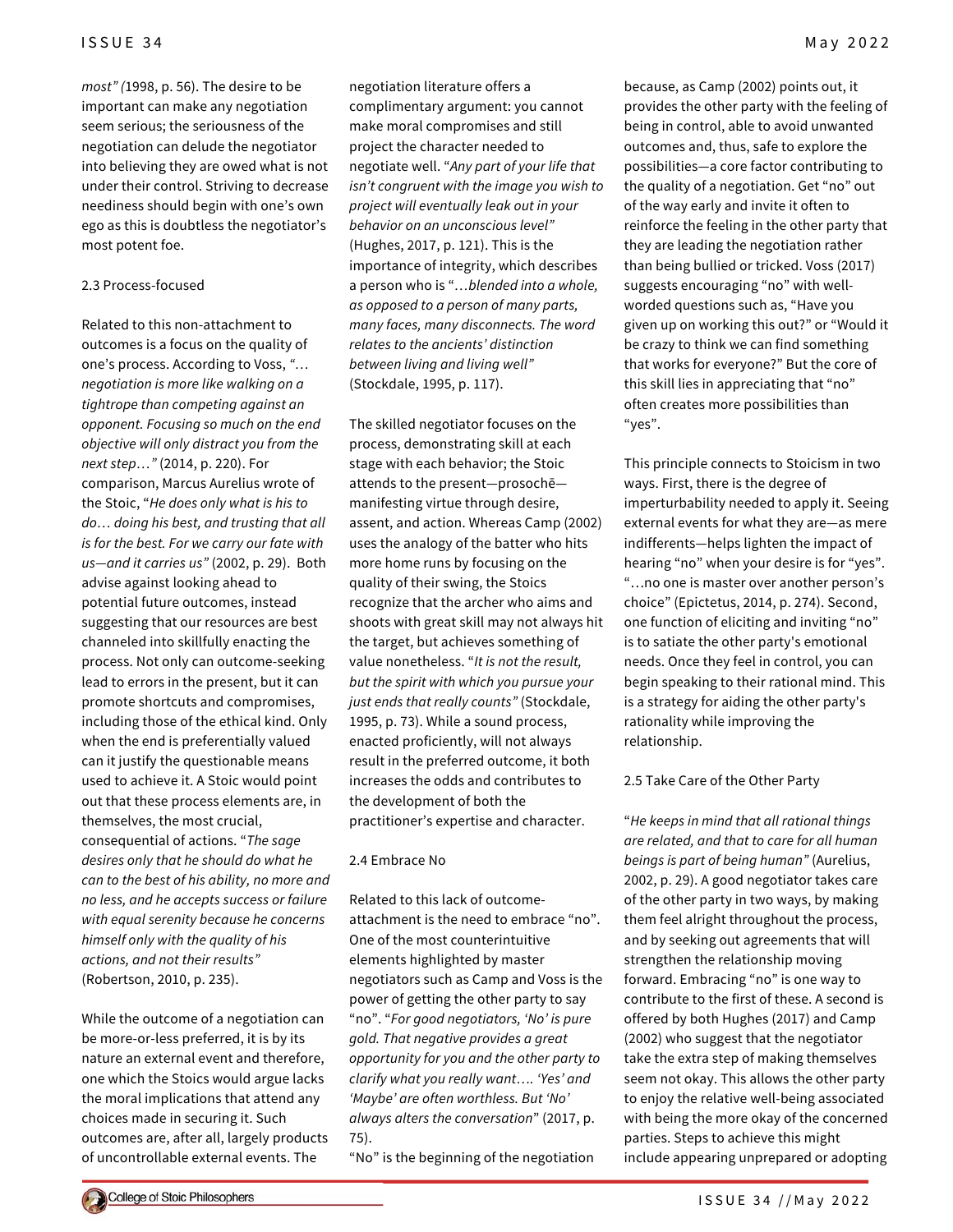*most"* (1998, p. 56). The desire to be important can make any negotiation seem serious; the seriousness of the negotiation can delude the negotiator into believing they are owed what is not under their control. Striving to decrease neediness should begin with one's own ego as this is doubtless the negotiator's most potent foe.

### 2.3 Process-focused

Related to this non-attachment to outcomes is a focus on the quality of one's process. According to Voss, *"… negotiation is more like walking on a tightrope than competing against an opponent. Focusing so much on the end objective will only distract you from the next step…"* (2014, p. 220). For comparison, Marcus Aurelius wrote of the Stoic, "*He does only what is his to do… doing his best, and trusting that all is for the best. For we carry our fate with us—and it carries us"* (2002, p. 29). Both advise against looking ahead to potential future outcomes, instead suggesting that our resources are best channeled into skillfully enacting the process. Not only can outcome-seeking lead to errors in the present, but it can promote shortcuts and compromises, including those of the ethical kind. Only when the end is preferentially valued can it justify the questionable means used to achieve it. A Stoic would point out that these process elements are, in themselves, the most crucial, consequential of actions. "*The sage desires only that he should do what he can to the best of his ability, no more and no less, and he accepts success or failure with equal serenity because he concerns himself only with the quality of his actions, and not their results"* (Robertson, 2010, p. 235).

While the outcome of a negotiation can be more-or-less preferred, it is by its nature an external event and therefore, one which the Stoics would argue lacks the moral implications that attend any choices made in securing it. Such outcomes are, after all, largely products of uncontrollable external events. The negotiation literature offers a complimentary argument: you cannot make moral compromises and still project the character needed to negotiate well. "*Any part of your life that isn't congruent with the image you wish to project will eventually leak out in your behavior on an unconscious level"* (Hughes, 2017, p. 121). This is the importance of integrity, which describes a person who is "*…blended into a whole, as opposed to a person of many parts, many faces, many disconnects. The word relates to the ancients' distinction between living and living well"* (Stockdale, 1995, p. 117).

The skilled negotiator focuses on the process, demonstrating skill at each stage with each behavior; the Stoic attends to the present—prosochē—manifesting virtue through desire, assent, and action. Whereas Camp (2002) uses the analogy of the batter who hits more home runs by focusing on the quality of their swing, the Stoics recognize that the archer who aims and shoots with great skill may not always hit the target, but achieves something of value nonetheless. "*It is not the result, but the spirit with which you pursue your just ends that really counts"* (Stockdale, 1995, p. 73). While a sound process, enacted proficiently, will not always result in the preferred outcome, it both increases the odds and contributes to the development of both the practitioner's expertise and character.

### 2.4 Embrace No

Related to this lack of outcome-attachment is the need to embrace "no". One of the most counterintuitive elements highlighted by master negotiators such as Camp and Voss is the power of getting the other party to say "no". "*For good negotiators, 'No' is pure gold. That negative provides a great opportunity for you and the other party to clarify what you really want…. 'Yes' and 'Maybe' are often worthless. But 'No' always alters the conversation*" (2017, p. 75).

"No" is the beginning of the negotiation because, as Camp (2002) points out, it provides the other party with the feeling of being in control, able to avoid unwanted outcomes and, thus, safe to explore the possibilities—a core factor contributing to the quality of a negotiation. Get "no" out of the way early and invite it often to reinforce the feeling in the other party that they are leading the negotiation rather than being bullied or tricked. Voss (2017) suggests encouraging "no" with well-worded questions such as, "Have you given up on working this out?" or "Would it be crazy to think we can find something that works for everyone?" But the core of this skill lies in appreciating that "no" often creates more possibilities than "yes".

This principle connects to Stoicism in two ways. First, there is the degree of imperturbability needed to apply it. Seeing external events for what they are—as mere indifferents—helps lighten the impact of hearing "no" when your desire is for "yes". "…no one is master over another person's choice" (Epictetus, 2014, p. 274). Second, one function of eliciting and inviting "no" is to satiate the other party's emotional needs. Once they feel in control, you can begin speaking to their rational mind. This is a strategy for aiding the other party's rationality while improving the relationship.

### 2.5 Take Care of the Other Party

"*He keeps in mind that all rational things are related, and that to care for all human beings is part of being human"* (Aurelius, 2002, p. 29). A good negotiator takes care of the other party in two ways, by making them feel alright throughout the process, and by seeking out agreements that will strengthen the relationship moving forward. Embracing "no" is one way to contribute to the first of these. A second is offered by both Hughes (2017) and Camp (2002) who suggest that the negotiator take the extra step of making themselves seem not okay. This allows the other party to enjoy the relative well-being associated with being the more okay of the concerned parties. Steps to achieve this might include appearing unprepared or adopting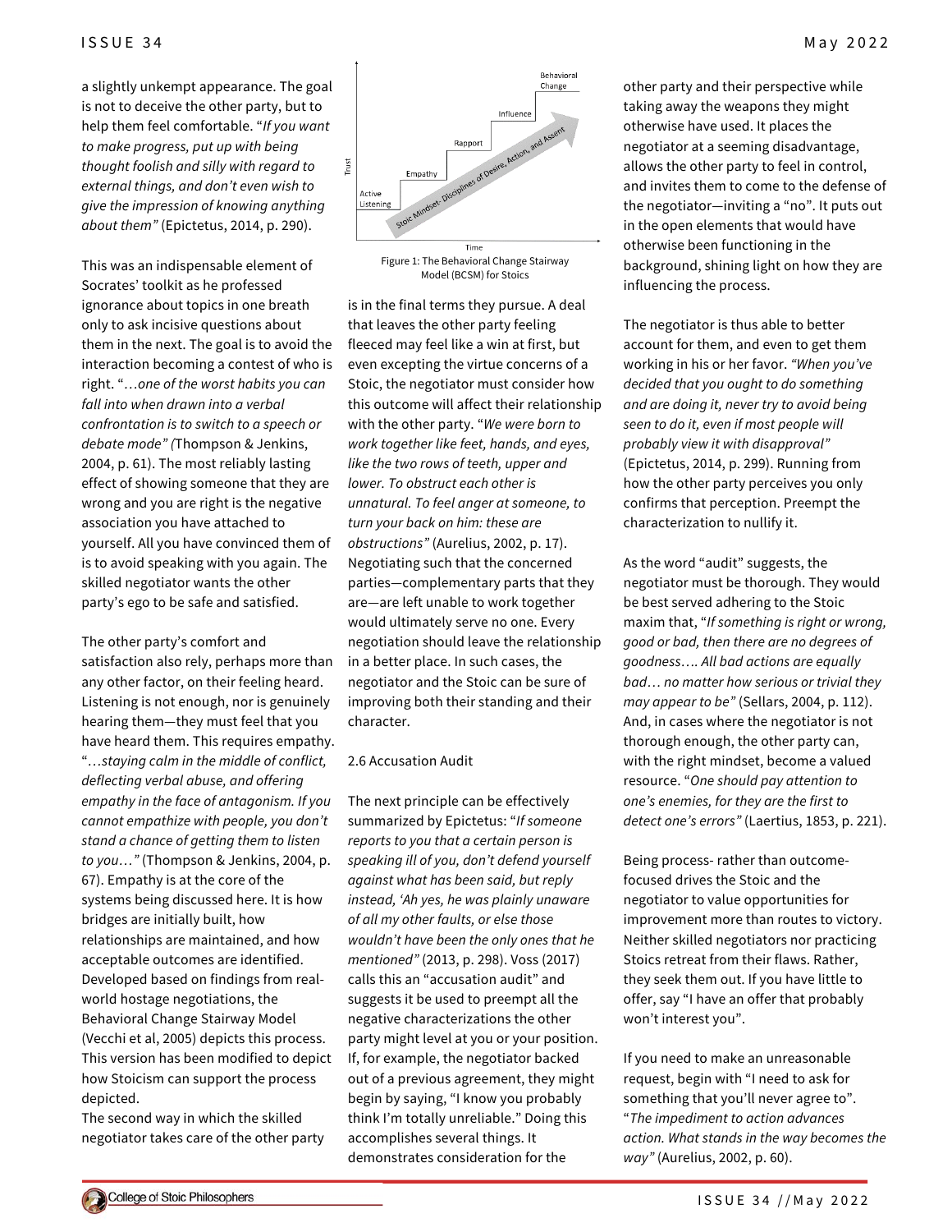a slightly unkempt appearance. The goal is not to deceive the other party, but to help them feel comfortable. "*If you want to make progress, put up with being thought foolish and silly with regard to external things, and don't even wish to give the impression of knowing anything about them"* (Epictetus, 2014, p. 290).

This was an indispensable element of Socrates' toolkit as he professed ignorance about topics in one breath only to ask incisive questions about them in the next. The goal is to avoid the interaction becoming a contest of who is right. "*…one of the worst habits you can fall into when drawn into a verbal confrontation is to switch to a speech or debate mode" (*Thompson & Jenkins, 2004, p. 61). The most reliably lasting effect of showing someone that they are wrong and you are right is the negative association you have attached to yourself. All you have convinced them of is to avoid speaking with you again. The skilled negotiator wants the other party's ego to be safe and satisfied.

The other party's comfort and satisfaction also rely, perhaps more than any other factor, on their feeling heard. Listening is not enough, nor is genuinely hearing them—they must feel that you have heard them. This requires empathy. "*…staying calm in the middle of conflict, deflecting verbal abuse, and offering empathy in the face of antagonism. If you cannot empathize with people, you don't stand a chance of getting them to listen to you…"* (Thompson & Jenkins, 2004, p. 67). Empathy is at the core of the systems being discussed here. It is how bridges are initially built, how relationships are maintained, and how acceptable outcomes are identified. Developed based on findings from real-world hostage negotiations, the Behavioral Change Stairway Model (Vecchi et al, 2005) depicts this process. This version has been modified to depict how Stoicism can support the process depicted.

Figure 1: The Behavioral Change Stairway Model (BCSM) for Stoics

The second way in which the skilled negotiator takes care of the other party is in the final terms they pursue. A deal that leaves the other party feeling fleeced may feel like a win at first, but even excepting the virtue concerns of a Stoic, the negotiator must consider how this outcome will affect their relationship with the other party. "*We were born to work together like feet, hands, and eyes, like the two rows of teeth, upper and lower. To obstruct each other is unnatural. To feel anger at someone, to turn your back on him: these are obstructions"* (Aurelius, 2002, p. 17). Negotiating such that the concerned parties—complementary parts that they are—are left unable to work together would ultimately serve no one. Every negotiation should leave the relationship in a better place. In such cases, the negotiator and the Stoic can be sure of improving both their standing and their character.

2.6 Accusation Audit

The next principle can be effectively summarized by Epictetus: "*If someone reports to you that a certain person is speaking ill of you, don't defend yourself against what has been said, but reply instead, 'Ah yes, he was plainly unaware of all my other faults, or else those wouldn't have been the only ones that he mentioned"* (2013, p. 298). Voss (2017) calls this an "accusation audit" and suggests it be used to preempt all the negative characterizations the other party might level at you or your position. If, for example, the negotiator backed out of a previous agreement, they might begin by saying, "I know you probably think I'm totally unreliable." Doing this accomplishes several things. It demonstrates consideration for the other party and their perspective while taking away the weapons they might otherwise have used. It places the negotiator at a seeming disadvantage, allows the other party to feel in control, and invites them to come to the defense of the negotiator—inviting a "no". It puts out in the open elements that would have otherwise been functioning in the background, shining light on how they are influencing the process.

The negotiator is thus able to better account for them, and even to get them working in his or her favor. *"When you've decided that you ought to do something and are doing it, never try to avoid being seen to do it, even if most people will probably view it with disapproval"* (Epictetus, 2014, p. 299). Running from how the other party perceives you only confirms that perception. Preempt the characterization to nullify it.

As the word "audit" suggests, the negotiator must be thorough. They would be best served adhering to the Stoic maxim that, "*If something is right or wrong, good or bad, then there are no degrees of goodness…. All bad actions are equally bad… no matter how serious or trivial they may appear to be"* (Sellars, 2004, p. 112). And, in cases where the negotiator is not thorough enough, the other party can, with the right mindset, become a valued resource. "*One should pay attention to one's enemies, for they are the first to detect one's errors"* (Laertius, 1853, p. 221).

Being process- rather than outcome-focused drives the Stoic and the negotiator to value opportunities for improvement more than routes to victory. Neither skilled negotiators nor practicing Stoics retreat from their flaws. Rather, they seek them out. If you have little to offer, say "I have an offer that probably won't interest you".

If you need to make an unreasonable request, begin with "I need to ask for something that you'll never agree to". "*The impediment to action advances action. What stands in the way becomes the way"* (Aurelius, 2002, p. 60).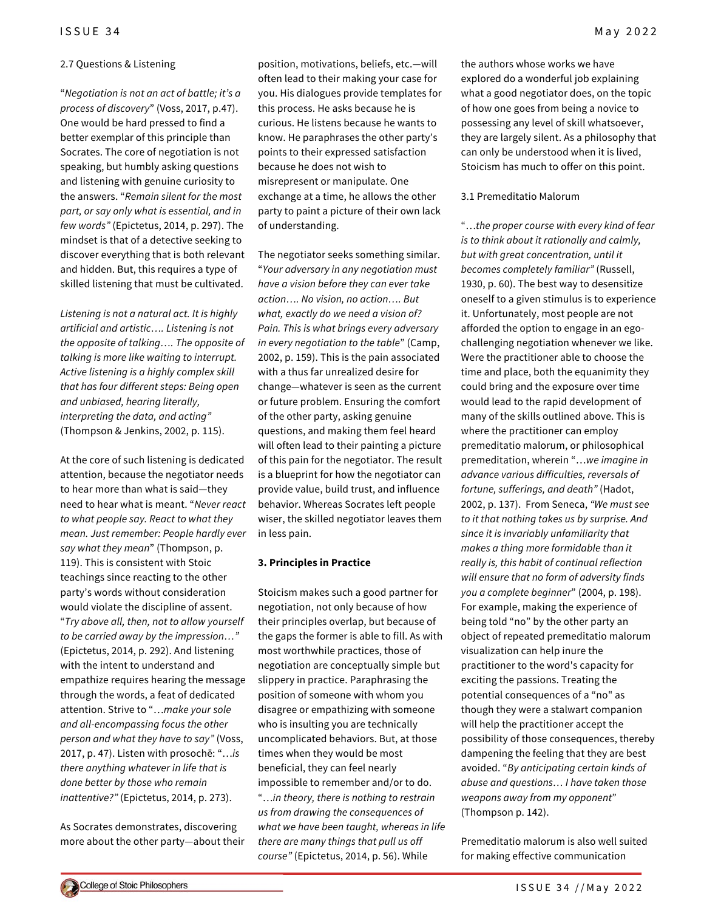2.7 Questions & Listening

"*Negotiation is not an act of battle; it's a process of discovery*" (Voss, 2017, p.47). One would be hard pressed to find a better exemplar of this principle than Socrates. The core of negotiation is not speaking, but humbly asking questions and listening with genuine curiosity to the answers. "*Remain silent for the most part, or say only what is essential, and in few words"* (Epictetus, 2014, p. 297). The mindset is that of a detective seeking to discover everything that is both relevant and hidden. But, this requires a type of skilled listening that must be cultivated.

*Listening is not a natural act. It is highly artificial and artistic…. Listening is not the opposite of talking…. The opposite of talking is more like waiting to interrupt. Active listening is a highly complex skill that has four different steps: Being open and unbiased, hearing literally, interpreting the data, and acting"* (Thompson & Jenkins, 2002, p. 115).

At the core of such listening is dedicated attention, because the negotiator needs to hear more than what is said—they need to hear what is meant. "*Never react to what people say. React to what they mean. Just remember: People hardly ever say what they mean*" (Thompson, p. 119). This is consistent with Stoic teachings since reacting to the other party's words without consideration would violate the discipline of assent. "*Try above all, then, not to allow yourself to be carried away by the impression…"* (Epictetus, 2014, p. 292). And listening with the intent to understand and empathize requires hearing the message through the words, a feat of dedicated attention. Strive to "…*make your sole and all-encompassing focus the other person and what they have to say"* (Voss, 2017, p. 47). Listen with prosochē: "…*is there anything whatever in life that is done better by those who remain inattentive?"* (Epictetus, 2014, p. 273).

As Socrates demonstrates, discovering more about the other party—about their position, motivations, beliefs, etc.—will often lead to their making your case for you. His dialogues provide templates for this process. He asks because he is curious. He listens because he wants to know. He paraphrases the other party's points to their expressed satisfaction because he does not wish to misrepresent or manipulate. One exchange at a time, he allows the other party to paint a picture of their own lack of understanding.

The negotiator seeks something similar. "*Your adversary in any negotiation must have a vision before they can ever take action…. No vision, no action…. But what, exactly do we need a vision of? Pain. This is what brings every adversary in every negotiation to the table*" (Camp, 2002, p. 159). This is the pain associated with a thus far unrealized desire for change—whatever is seen as the current or future problem. Ensuring the comfort of the other party, asking genuine questions, and making them feel heard will often lead to their painting a picture of this pain for the negotiator. The result is a blueprint for how the negotiator can provide value, build trust, and influence behavior. Whereas Socrates left people wiser, the skilled negotiator leaves them in less pain.

**3. Principles in Practice**

Stoicism makes such a good partner for negotiation, not only because of how their principles overlap, but because of the gaps the former is able to fill. As with most worthwhile practices, those of negotiation are conceptually simple but slippery in practice. Paraphrasing the position of someone with whom you disagree or empathizing with someone who is insulting you are technically uncomplicated behaviors. But, at those times when they would be most beneficial, they can feel nearly impossible to remember and/or to do. "…*in theory, there is nothing to restrain us from drawing the consequences of what we have been taught, whereas in life there are many things that pull us off course"* (Epictetus, 2014, p. 56). While the authors whose works we have explored do a wonderful job explaining what a good negotiator does, on the topic of how one goes from being a novice to possessing any level of skill whatsoever, they are largely silent. As a philosophy that can only be understood when it is lived, Stoicism has much to offer on this point.

3.1 Premeditatio Malorum

"…*the proper course with every kind of fear is to think about it rationally and calmly, but with great concentration, until it becomes completely familiar"* (Russell, 1930, p. 60). The best way to desensitize oneself to a given stimulus is to experience it. Unfortunately, most people are not afforded the option to engage in an ego-challenging negotiation whenever we like. Were the practitioner able to choose the time and place, both the equanimity they could bring and the exposure over time would lead to the rapid development of many of the skills outlined above. This is where the practitioner can employ premeditatio malorum, or philosophical premeditation, wherein "…*we imagine in advance various difficulties, reversals of fortune, sufferings, and death"* (Hadot, 2002, p. 137). From Seneca, *"We must see to it that nothing takes us by surprise. And since it is invariably unfamiliarity that makes a thing more formidable than it really is, this habit of continual reflection will ensure that no form of adversity finds you a complete beginner*" (2004, p. 198). For example, making the experience of being told "no" by the other party an object of repeated premeditatio malorum visualization can help inure the practitioner to the word's capacity for exciting the passions. Treating the potential consequences of a "no" as though they were a stalwart companion will help the practitioner accept the possibility of those consequences, thereby dampening the feeling that they are best avoided. "*By anticipating certain kinds of abuse and questions… I have taken those weapons away from my opponent*" (Thompson p. 142).

Premeditatio malorum is also well suited for making effective communication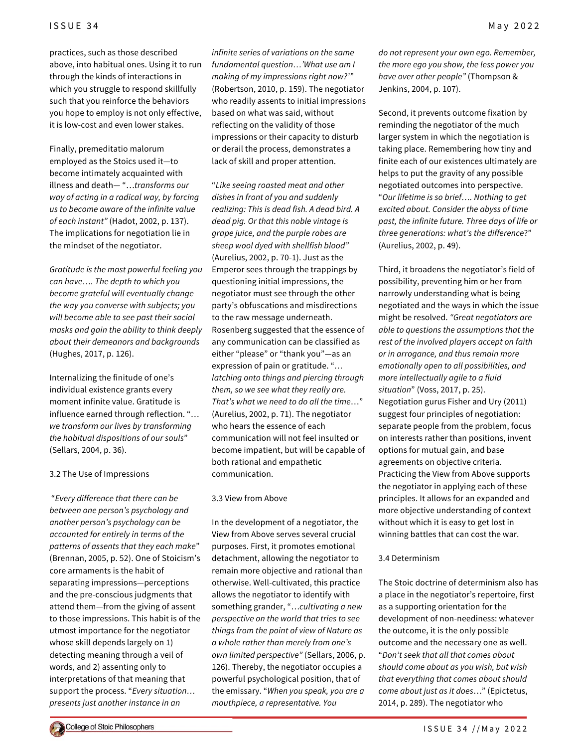practices, such as those described above, into habitual ones. Using it to run through the kinds of interactions in which you struggle to respond skillfully such that you reinforce the behaviors you hope to employ is not only effective, it is low-cost and even lower stakes.

Finally, premeditatio malorum employed as the Stoics used it—to become intimately acquainted with illness and death— "…*transforms our way of acting in a radical way, by forcing us to become aware of the infinite value of each instant*" (Hadot, 2002, p. 137). The implications for negotiation lie in the mindset of the negotiator.

*Gratitude is the most powerful feeling you can have…. The depth to which you become grateful will eventually change the way you converse with subjects; you will become able to see past their social masks and gain the ability to think deeply about their demeanors and backgrounds* (Hughes, 2017, p. 126).

Internalizing the finitude of one's individual existence grants every moment infinite value. Gratitude is influence earned through reflection. "…*we transform our lives by transforming the habitual dispositions of our souls*" (Sellars, 2004, p. 36).

### 3.2 The Use of Impressions

"*Every difference that there can be between one person's psychology and another person's psychology can be accounted for entirely in terms of the patterns of assents that they each make*" (Brennan, 2005, p. 52). One of Stoicism's core armaments is the habit of separating impressions—perceptions and the pre-conscious judgments that attend them—from the giving of assent to those impressions. This habit is of the utmost importance for the negotiator whose skill depends largely on 1) detecting meaning through a veil of words, and 2) assenting only to interpretations of that meaning that support the process. "*Every situation…presents just another instance in an infinite series of variations on the same fundamental question…'What use am I making of my impressions right now?'*" (Robertson, 2010, p. 159). The negotiator who readily assents to initial impressions based on what was said, without reflecting on the validity of those impressions or their capacity to disturb or derail the process, demonstrates a lack of skill and proper attention.

"*Like seeing roasted meat and other dishes in front of you and suddenly realizing: This is dead fish. A dead bird. A dead pig. Or that this noble vintage is grape juice, and the purple robes are sheep wool dyed with shellfish blood*" (Aurelius, 2002, p. 70-1). Just as the Emperor sees through the trappings by questioning initial impressions, the negotiator must see through the other party's obfuscations and misdirections to the raw message underneath. Rosenberg suggested that the essence of any communication can be classified as either "please" or "thank you"—as an expression of pain or gratitude. "*…latching onto things and piercing through them, so we see what they really are. That's what we need to do all the time…*" (Aurelius, 2002, p. 71). The negotiator who hears the essence of each communication will not feel insulted or become impatient, but will be capable of both rational and empathetic communication.

### 3.3 View from Above

In the development of a negotiator, the View from Above serves several crucial purposes. First, it promotes emotional detachment, allowing the negotiator to remain more objective and rational than otherwise. Well-cultivated, this practice allows the negotiator to identify with something grander, "…*cultivating a new perspective on the world that tries to see things from the point of view of Nature as a whole rather than merely from one's own limited perspective*" (Sellars, 2006, p. 126). Thereby, the negotiator occupies a powerful psychological position, that of the emissary. "*When you speak, you are a mouthpiece, a representative. You do not represent your own ego. Remember, the more ego you show, the less power you have over other people*" (Thompson & Jenkins, 2004, p. 107).

Second, it prevents outcome fixation by reminding the negotiator of the much larger system in which the negotiation is taking place. Remembering how tiny and finite each of our existences ultimately are helps to put the gravity of any possible negotiated outcomes into perspective. "*Our lifetime is so brief…. Nothing to get excited about. Consider the abyss of time past, the infinite future. Three days of life or three generations: what's the difference*?" (Aurelius, 2002, p. 49).

Third, it broadens the negotiator's field of possibility, preventing him or her from narrowly understanding what is being negotiated and the ways in which the issue might be resolved. *"Great negotiators are able to questions the assumptions that the rest of the involved players accept on faith or in arrogance, and thus remain more emotionally open to all possibilities, and more intellectually agile to a fluid situation*" (Voss, 2017, p. 25). Negotiation gurus Fisher and Ury (2011) suggest four principles of negotiation: separate people from the problem, focus on interests rather than positions, invent options for mutual gain, and base agreements on objective criteria. Practicing the View from Above supports the negotiator in applying each of these principles. It allows for an expanded and more objective understanding of context without which it is easy to get lost in winning battles that can cost the war.

### 3.4 Determinism

The Stoic doctrine of determinism also has a place in the negotiator's repertoire, first as a supporting orientation for the development of non-neediness: whatever the outcome, it is the only possible outcome and the necessary one as well. "*Don't seek that all that comes about should come about as you wish, but wish that everything that comes about should come about just as it does…*" (Epictetus, 2014, p. 289). The negotiator who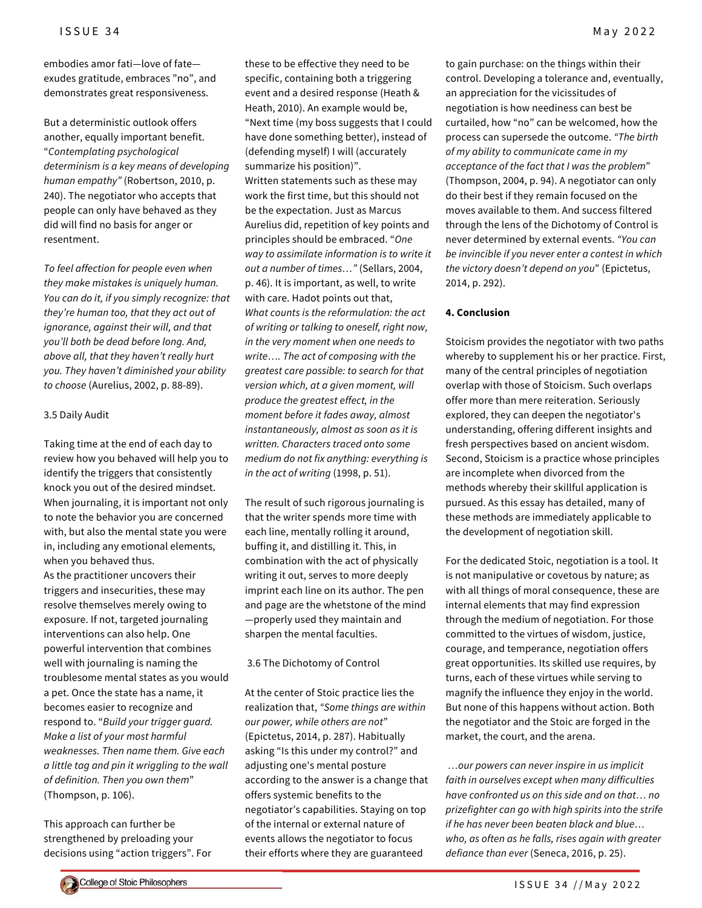embodies amor fati—love of fate—exudes gratitude, embraces "no", and demonstrates great responsiveness.

But a deterministic outlook offers another, equally important benefit. "*Contemplating psychological determinism is a key means of developing human empathy"* (Robertson, 2010, p. 240). The negotiator who accepts that people can only have behaved as they did will find no basis for anger or resentment.

*To feel affection for people even when they make mistakes is uniquely human. You can do it, if you simply recognize: that they're human too, that they act out of ignorance, against their will, and that you'll both be dead before long. And, above all, that they haven't really hurt you. They haven't diminished your ability to choose* (Aurelius, 2002, p. 88-89).

### 3.5 Daily Audit

Taking time at the end of each day to review how you behaved will help you to identify the triggers that consistently knock you out of the desired mindset. When journaling, it is important not only to note the behavior you are concerned with, but also the mental state you were in, including any emotional elements, when you behaved thus.

As the practitioner uncovers their triggers and insecurities, these may resolve themselves merely owing to exposure. If not, targeted journaling interventions can also help. One powerful intervention that combines well with journaling is naming the troublesome mental states as you would a pet. Once the state has a name, it becomes easier to recognize and respond to. "*Build your trigger guard. Make a list of your most harmful weaknesses. Then name them. Give each a little tag and pin it wriggling to the wall of definition. Then you own them*" (Thompson, p. 106).

This approach can further be strengthened by preloading your decisions using "action triggers". For these to be effective they need to be specific, containing both a triggering event and a desired response (Heath & Heath, 2010). An example would be, "Next time (my boss suggests that I could have done something better), instead of (defending myself) I will (accurately summarize his position)".

Written statements such as these may work the first time, but this should not be the expectation. Just as Marcus Aurelius did, repetition of key points and principles should be embraced. "*One way to assimilate information is to write it out a number of times…"* (Sellars, 2004, p. 46). It is important, as well, to write with care. Hadot points out that,

*What counts is the reformulation: the act of writing or talking to oneself, right now, in the very moment when one needs to write…. The act of composing with the greatest care possible: to search for that version which, at a given moment, will produce the greatest effect, in the moment before it fades away, almost instantaneously, almost as soon as it is written. Characters traced onto some medium do not fix anything: everything is in the act of writing* (1998, p. 51).

The result of such rigorous journaling is that the writer spends more time with each line, mentally rolling it around, buffing it, and distilling it. This, in combination with the act of physically writing it out, serves to more deeply imprint each line on its author. The pen and page are the whetstone of the mind—properly used they maintain and sharpen the mental faculties.

### 3.6 The Dichotomy of Control

At the center of Stoic practice lies the realization that, *"Some things are within our power, while others are not*" (Epictetus, 2014, p. 287). Habitually asking "Is this under my control?" and adjusting one's mental posture according to the answer is a change that offers systemic benefits to the negotiator's capabilities. Staying on top of the internal or external nature of events allows the negotiator to focus their efforts where they are guaranteed to gain purchase: on the things within their control. Developing a tolerance and, eventually, an appreciation for the vicissitudes of negotiation is how neediness can best be curtailed, how "no" can be welcomed, how the process can supersede the outcome. *"The birth of my ability to communicate came in my acceptance of the fact that I was the problem*" (Thompson, 2004, p. 94). A negotiator can only do their best if they remain focused on the moves available to them. And success filtered through the lens of the Dichotomy of Control is never determined by external events. *"You can be invincible if you never enter a contest in which the victory doesn't depend on you*" (Epictetus, 2014, p. 292).

### 4. Conclusion

Stoicism provides the negotiator with two paths whereby to supplement his or her practice. First, many of the central principles of negotiation overlap with those of Stoicism. Such overlaps offer more than mere reiteration. Seriously explored, they can deepen the negotiator's understanding, offering different insights and fresh perspectives based on ancient wisdom. Second, Stoicism is a practice whose principles are incomplete when divorced from the methods whereby their skillful application is pursued. As this essay has detailed, many of these methods are immediately applicable to the development of negotiation skill.

For the dedicated Stoic, negotiation is a tool. It is not manipulative or covetous by nature; as with all things of moral consequence, these are internal elements that may find expression through the medium of negotiation. For those committed to the virtues of wisdom, justice, courage, and temperance, negotiation offers great opportunities. Its skilled use requires, by turns, each of these virtues while serving to magnify the influence they enjoy in the world. But none of this happens without action. Both the negotiator and the Stoic are forged in the market, the court, and the arena.

*…our powers can never inspire in us implicit faith in ourselves except when many difficulties have confronted us on this side and on that… no prizefighter can go with high spirits into the strife if he has never been beaten black and blue… who, as often as he falls, rises again with greater defiance than ever* (Seneca, 2016, p. 25).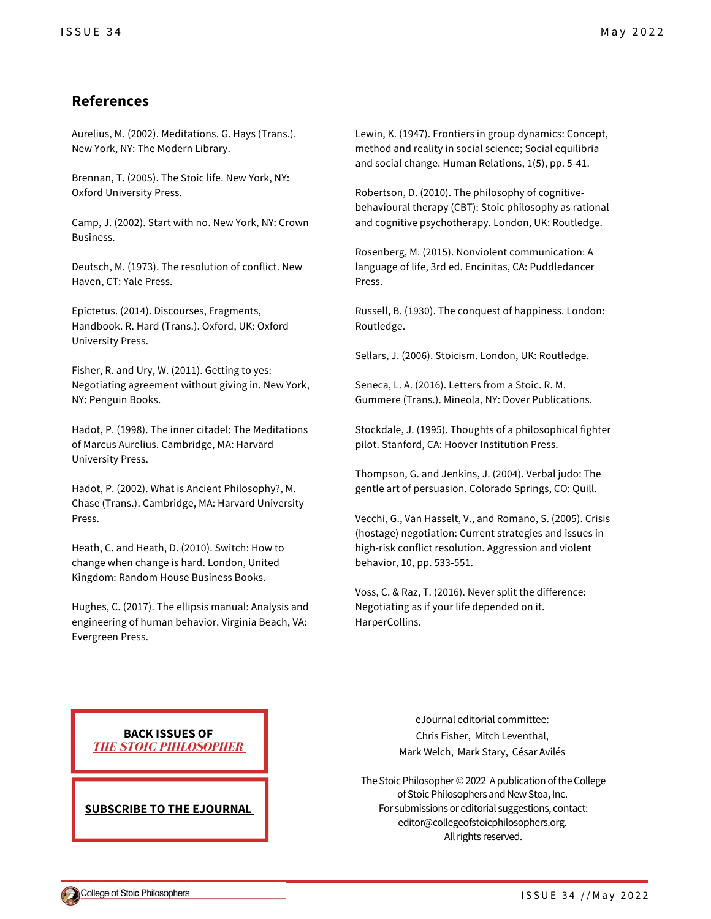## References

Aurelius, M. (2002). Meditations. G. Hays (Trans.). New York, NY: The Modern Library.

Brennan, T. (2005). The Stoic life. New York, NY: Oxford University Press.

Camp, J. (2002). Start with no. New York, NY: Crown Business.

Deutsch, M. (1973). The resolution of conflict. New Haven, CT: Yale Press.

Epictetus. (2014). Discourses, Fragments, Handbook. R. Hard (Trans.). Oxford, UK: Oxford University Press.

Fisher, R. and Ury, W. (2011). Getting to yes: Negotiating agreement without giving in. New York, NY: Penguin Books.

Hadot, P. (1998). The inner citadel: The Meditations of Marcus Aurelius. Cambridge, MA: Harvard University Press.

Hadot, P. (2002). What is Ancient Philosophy?, M. Chase (Trans.). Cambridge, MA: Harvard University Press.

Heath, C. and Heath, D. (2010). Switch: How to change when change is hard. London, United Kingdom: Random House Business Books.

Hughes, C. (2017). The ellipsis manual: Analysis and engineering of human behavior. Virginia Beach, VA: Evergreen Press.

Lewin, K. (1947). Frontiers in group dynamics: Concept, method and reality in social science; Social equilibria and social change. Human Relations, 1(5), pp. 5-41.

Robertson, D. (2010). The philosophy of cognitive-behavioural therapy (CBT): Stoic philosophy as rational and cognitive psychotherapy. London, UK: Routledge.

Rosenberg, M. (2015). Nonviolent communication: A language of life, 3rd ed. Encinitas, CA: Puddledancer Press.

Russell, B. (1930). The conquest of happiness. London: Routledge.

Sellars, J. (2006). Stoicism. London, UK: Routledge.

Seneca, L. A. (2016). Letters from a Stoic. R. M. Gummere (Trans.). Mineola, NY: Dover Publications.

Stockdale, J. (1995). Thoughts of a philosophical fighter pilot. Stanford, CA: Hoover Institution Press.

Thompson, G. and Jenkins, J. (2004). Verbal judo: The gentle art of persuasion. Colorado Springs, CO: Quill.

Vecchi, G., Van Hasselt, V., and Romano, S. (2005). Crisis (hostage) negotiation: Current strategies and issues in high-risk conflict resolution. Aggression and violent behavior, 10, pp. 533-551.

Voss, C. & Raz, T. (2016). Never split the difference: Negotiating as if your life depended on it. HarperCollins.

**BACK ISSUES OF *THE STOIC PHILOSOPHER***

**SUBSCRIBE TO THE EJOURNAL**

eJournal editorial committee:
Chris Fisher, Mitch Leventhal,
Mark Welch, Mark Stary, César Avilés

The Stoic Philosopher © 2022 A publication of the College of Stoic Philosophers and New Stoa, Inc.
For submissions or editorial suggestions, contact: editor@collegeofstoicphilosophers.org.
All rights reserved.